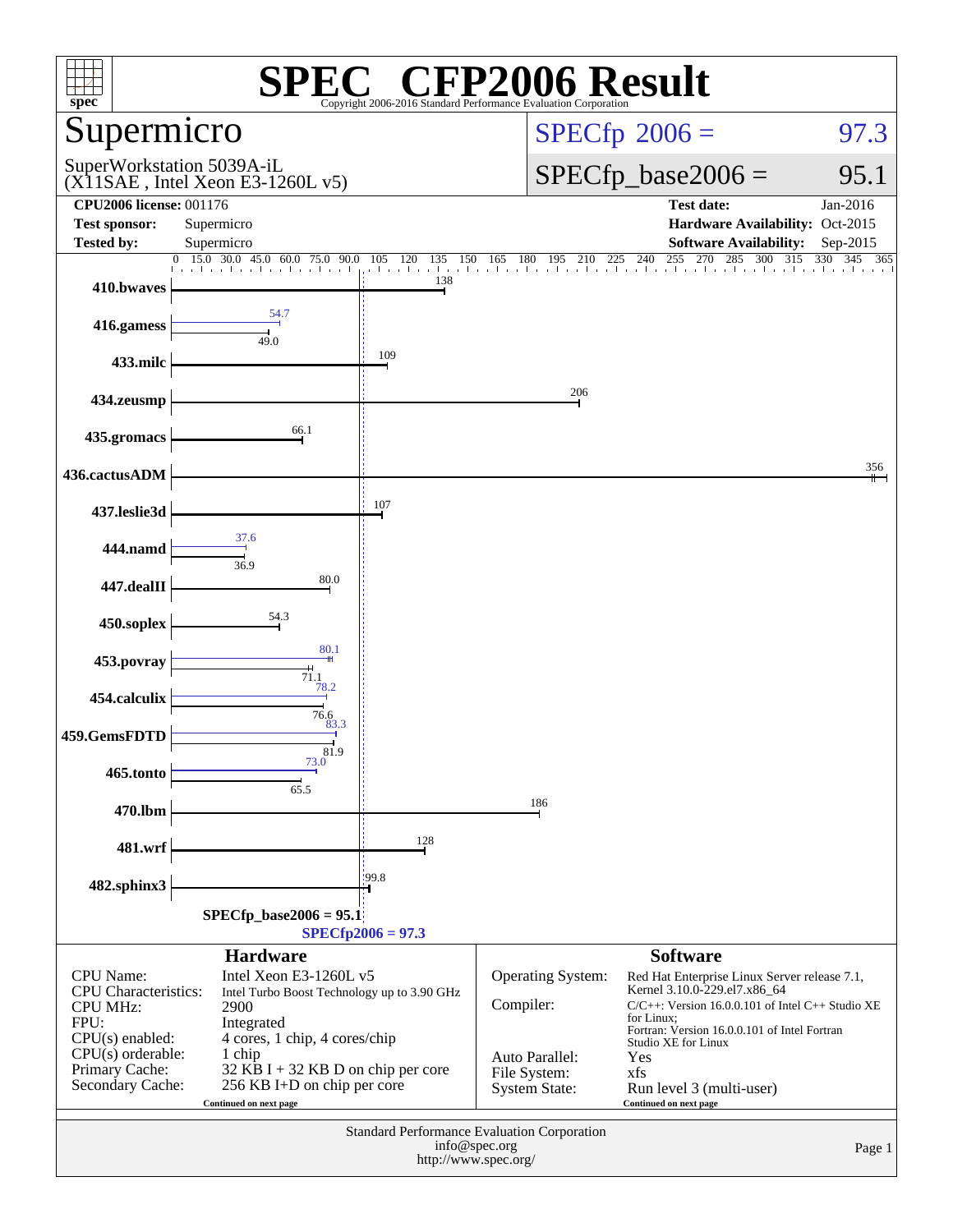# SPEC CFP2006 Result

Copyright 2006-2016 Standard Performance Evaluation Corporation

## Supermicro

SuperWorkstation 5039A-iL
(X11SAE , Intel Xeon E3-1260L v5)

SPECfp 2006 = 97.3

SPECfp_base2006 = 95.1

| | | | |
|---|---|---|---|
| **CPU2006 license:** 001176 | | **Test date:** | Jan-2016 |
| **Test sponsor:** | Supermicro | **Hardware Availability:** | Oct-2015 |
| **Tested by:** | Supermicro | **Software Availability:** | Sep-2015 |

| Benchmark | Peak | Base |
|---|---|---|
| 410.bwaves | | 138 |
| 416.gamess | 54.7 | 49.0 |
| 433.milc | | 109 |
| 434.zeusmp | | 206 |
| 435.gromacs | | 66.1 |
| 436.cactusADM | | 356 |
| 437.leslie3d | | 107 |
| 444.namd | 37.6 | 36.9 |
| 447.dealII | | 80.0 |
| 450.soplex | | 54.3 |
| 453.povray | 80.1 | 71.1 |
| 454.calculix | 78.2 | 76.6 |
| 459.GemsFDTD | 83.3 | 81.9 |
| 465.tonto | 73.0 | 65.5 |
| 470.lbm | | 186 |
| 481.wrf | | 128 |
| 482.sphinx3 | | 99.8 |

SPECfp_base2006 = 95.1

SPECfp2006 = 97.3

### Hardware

| | |
|---|---|
| CPU Name: | Intel Xeon E3-1260L v5 |
| CPU Characteristics: | Intel Turbo Boost Technology up to 3.90 GHz |
| CPU MHz: | 2900 |
| FPU: | Integrated |
| CPU(s) enabled: | 4 cores, 1 chip, 4 cores/chip |
| CPU(s) orderable: | 1 chip |
| Primary Cache: | 32 KB I + 32 KB D on chip per core |
| Secondary Cache: | 256 KB I+D on chip per core |

Continued on next page

### Software

| | |
|---|---|
| Operating System: | Red Hat Enterprise Linux Server release 7.1, Kernel 3.10.0-229.el7.x86_64 |
| Compiler: | C/C++: Version 16.0.0.101 of Intel C++ Studio XE for Linux; Fortran: Version 16.0.0.101 of Intel Fortran Studio XE for Linux |
| Auto Parallel: | Yes |
| File System: | xfs |
| System State: | Run level 3 (multi-user) |

Continued on next page

Standard Performance Evaluation Corporation
info@spec.org
http://www.spec.org/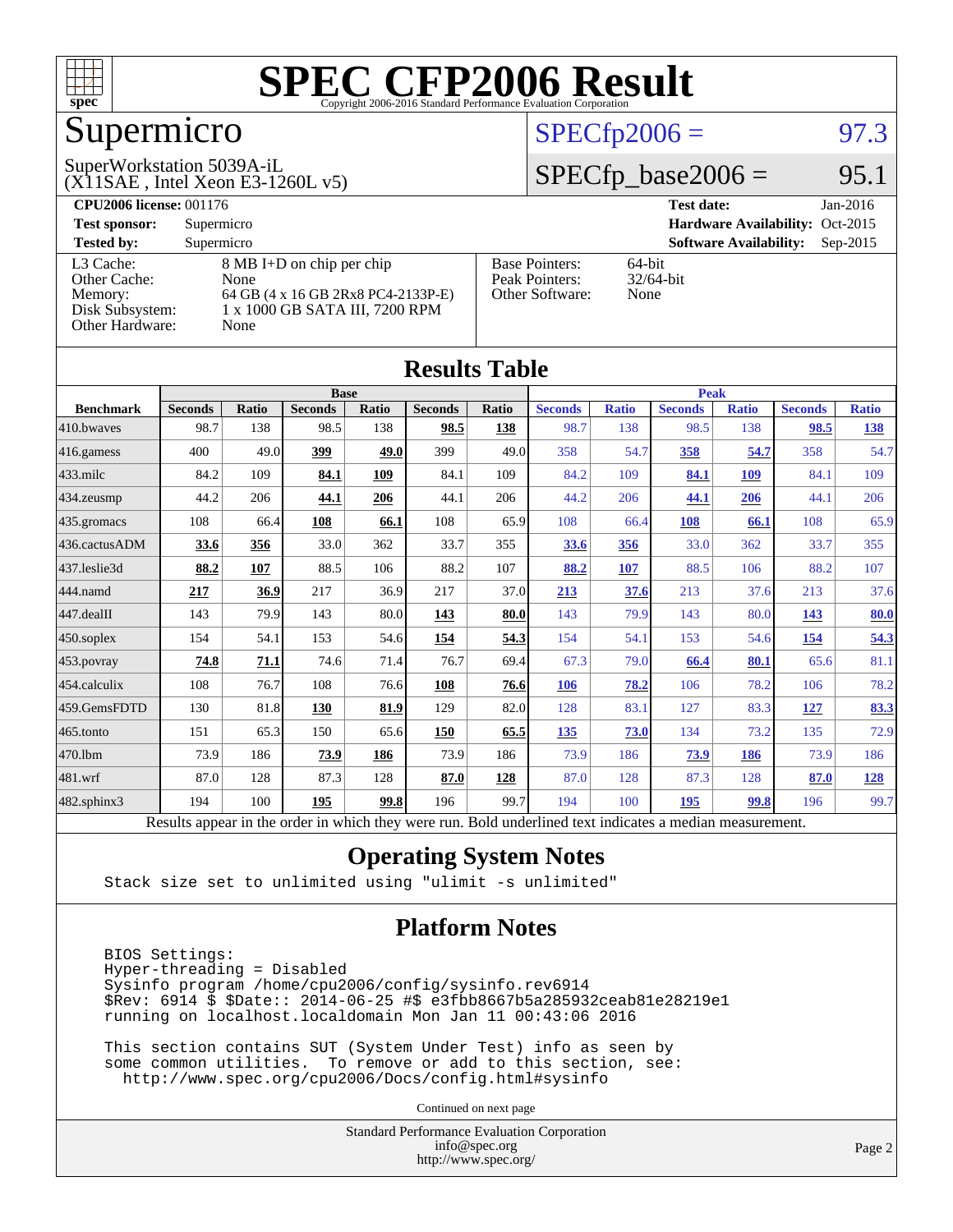# SPEC CFP2006 Result

Copyright 2006-2016 Standard Performance Evaluation Corporation

# Supermicro

SuperWorkstation 5039A-iL
(X11SAE , Intel Xeon E3-1260L v5)

SPECfp2006 = 97.3

SPECfp_base2006 = 95.1

| | | | |
|---|---|---|---|
| **CPU2006 license:** 001176 | | **Test date:** | Jan-2016 |
| **Test sponsor:** | Supermicro | **Hardware Availability:** | Oct-2015 |
| **Tested by:** | Supermicro | **Software Availability:** | Sep-2015 |

| | |
|---|---|
| L3 Cache: | 8 MB I+D on chip per chip |
| Other Cache: | None |
| Memory: | 64 GB (4 x 16 GB 2Rx8 PC4-2133P-E) |
| Disk Subsystem: | 1 x 1000 GB SATA III, 7200 RPM |
| Other Hardware: | None |

| | |
|---|---|
| Base Pointers: | 64-bit |
| Peak Pointers: | 32/64-bit |
| Other Software: | None |

## Results Table

| Benchmark | Base | | | | | | Peak | | | | | |
|---|---|---|---|---|---|---|---|---|---|---|---|---|
| | Seconds | Ratio | Seconds | Ratio | Seconds | Ratio | Seconds | Ratio | Seconds | Ratio | Seconds | Ratio |
| 410.bwaves | 98.7 | 138 | 98.5 | 138 | **98.5** | **138** | 98.7 | 138 | 98.5 | 138 | **98.5** | **138** |
| 416.gamess | 400 | 49.0 | **399** | **49.0** | 399 | 49.0 | 358 | 54.7 | **358** | **54.7** | 358 | 54.7 |
| 433.milc | 84.2 | 109 | **84.1** | **109** | 84.1 | 109 | 84.2 | 109 | **84.1** | **109** | 84.1 | 109 |
| 434.zeusmp | 44.2 | 206 | **44.1** | **206** | 44.1 | 206 | 44.2 | 206 | **44.1** | **206** | 44.1 | 206 |
| 435.gromacs | 108 | 66.4 | **108** | **66.1** | 108 | 65.9 | 108 | 66.4 | **108** | **66.1** | 108 | 65.9 |
| 436.cactusADM | **33.6** | **356** | 33.0 | 362 | 33.7 | 355 | **33.6** | **356** | 33.0 | 362 | 33.7 | 355 |
| 437.leslie3d | **88.2** | **107** | 88.5 | 106 | 88.2 | 107 | **88.2** | **107** | 88.5 | 106 | 88.2 | 107 |
| 444.namd | **217** | **36.9** | 217 | 36.9 | 217 | 37.0 | **213** | **37.6** | 213 | 37.6 | 213 | 37.6 |
| 447.dealII | 143 | 79.9 | 143 | 80.0 | **143** | **80.0** | 143 | 79.9 | 143 | 80.0 | **143** | **80.0** |
| 450.soplex | 154 | 54.1 | 153 | 54.6 | **154** | **54.3** | 154 | 54.1 | 153 | 54.6 | **154** | **54.3** |
| 453.povray | **74.8** | **71.1** | 74.6 | 71.4 | 76.7 | 69.4 | 67.3 | 79.0 | **66.4** | **80.1** | 65.6 | 81.1 |
| 454.calculix | 108 | 76.7 | 108 | 76.6 | **108** | **76.6** | **106** | **78.2** | 106 | 78.2 | 106 | 78.2 |
| 459.GemsFDTD | 130 | 81.8 | **130** | **81.9** | 129 | 82.0 | 128 | 83.1 | 127 | 83.3 | **127** | **83.3** |
| 465.tonto | 151 | 65.3 | 150 | 65.6 | **150** | **65.5** | **135** | **73.0** | 134 | 73.2 | 135 | 72.9 |
| 470.lbm | 73.9 | 186 | **73.9** | **186** | 73.9 | 186 | 73.9 | 186 | **73.9** | **186** | 73.9 | 186 |
| 481.wrf | 87.0 | 128 | 87.3 | 128 | **87.0** | **128** | 87.0 | 128 | 87.3 | 128 | **87.0** | **128** |
| 482.sphinx3 | 194 | 100 | **195** | **99.8** | 196 | 99.7 | 194 | 100 | **195** | **99.8** | 196 | 99.7 |

Results appear in the order in which they were run. Bold underlined text indicates a median measurement.

## Operating System Notes

```
Stack size set to unlimited using "ulimit -s unlimited"
```

## Platform Notes

```
BIOS Settings:
Hyper-threading = Disabled
Sysinfo program /home/cpu2006/config/sysinfo.rev6914
$Rev: 6914 $ $Date:: 2014-06-25 #$ e3fbb8667b5a285932ceab81e28219e1
running on localhost.localdomain Mon Jan 11 00:43:06 2016

This section contains SUT (System Under Test) info as seen by
some common utilities.  To remove or add to this section, see:
  http://www.spec.org/cpu2006/Docs/config.html#sysinfo
```

Continued on next page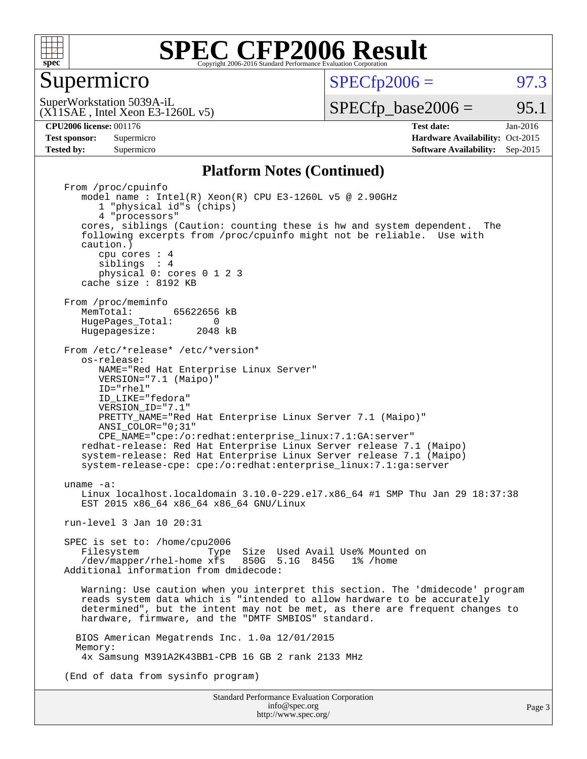# SPEC CFP2006 Result

Copyright 2006-2016 Standard Performance Evaluation Corporation

## Supermicro

SuperWorkstation 5039A-iL
(X11SAE , Intel Xeon E3-1260L v5)

SPECfp2006 = 97.3

SPECfp_base2006 = 95.1

| | | | |
|---|---|---|---|
| **CPU2006 license:** | 001176 | **Test date:** | Jan-2016 |
| **Test sponsor:** | Supermicro | **Hardware Availability:** | Oct-2015 |
| **Tested by:** | Supermicro | **Software Availability:** | Sep-2015 |

### Platform Notes (Continued)

```
From /proc/cpuinfo
   model name : Intel(R) Xeon(R) CPU E3-1260L v5 @ 2.90GHz
      1 "physical id"s (chips)
      4 "processors"
   cores, siblings (Caution: counting these is hw and system dependent.  The
   following excerpts from /proc/cpuinfo might not be reliable.  Use with
   caution.)
      cpu cores : 4
      siblings  : 4
      physical 0: cores 0 1 2 3
   cache size : 8192 KB

From /proc/meminfo
   MemTotal:       65622656 kB
   HugePages_Total:       0
   Hugepagesize:       2048 kB

From /etc/*release* /etc/*version*
   os-release:
      NAME="Red Hat Enterprise Linux Server"
      VERSION="7.1 (Maipo)"
      ID="rhel"
      ID_LIKE="fedora"
      VERSION_ID="7.1"
      PRETTY_NAME="Red Hat Enterprise Linux Server 7.1 (Maipo)"
      ANSI_COLOR="0;31"
      CPE_NAME="cpe:/o:redhat:enterprise_linux:7.1:GA:server"
   redhat-release: Red Hat Enterprise Linux Server release 7.1 (Maipo)
   system-release: Red Hat Enterprise Linux Server release 7.1 (Maipo)
   system-release-cpe: cpe:/o:redhat:enterprise_linux:7.1:ga:server

uname -a:
   Linux localhost.localdomain 3.10.0-229.el7.x86_64 #1 SMP Thu Jan 29 18:37:38
   EST 2015 x86_64 x86_64 x86_64 GNU/Linux

run-level 3 Jan 10 20:31

SPEC is set to: /home/cpu2006
   Filesystem            Type  Size  Used Avail Use% Mounted on
   /dev/mapper/rhel-home xfs   850G  5.1G  845G   1% /home
Additional information from dmidecode:

   Warning: Use caution when you interpret this section. The 'dmidecode' program
   reads system data which is "intended to allow hardware to be accurately
   determined", but the intent may not be met, as there are frequent changes to
   hardware, firmware, and the "DMTF SMBIOS" standard.

  BIOS American Megatrends Inc. 1.0a 12/01/2015
  Memory:
   4x Samsung M391A2K43BB1-CPB 16 GB 2 rank 2133 MHz

(End of data from sysinfo program)
```

Standard Performance Evaluation Corporation
info@spec.org
http://www.spec.org/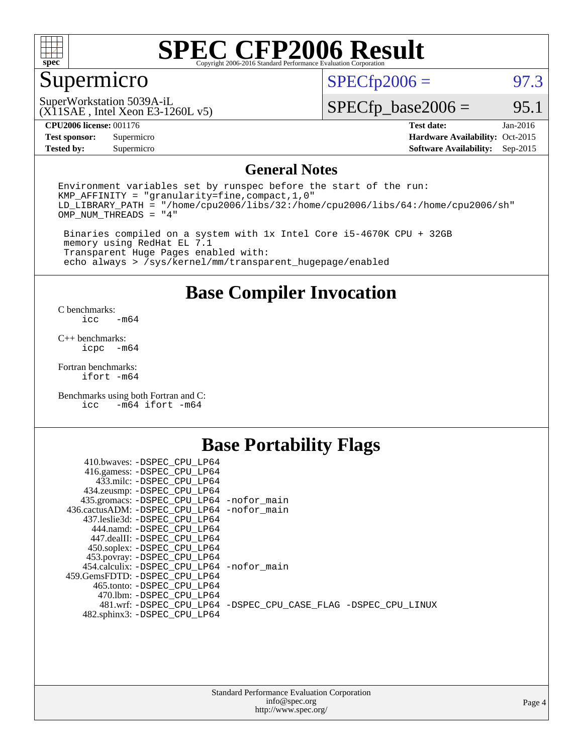# SPEC CFP2006 Result

Copyright 2006-2016 Standard Performance Evaluation Corporation

## Supermicro

SuperWorkstation 5039A-iL
(X11SAE , Intel Xeon E3-1260L v5)

SPECfp2006 = 97.3

SPECfp_base2006 = 95.1

| | | | |
|---|---|---|---|
| **CPU2006 license:** | 001176 | **Test date:** | Jan-2016 |
| **Test sponsor:** | Supermicro | **Hardware Availability:** | Oct-2015 |
| **Tested by:** | Supermicro | **Software Availability:** | Sep-2015 |

## General Notes

```
Environment variables set by runspec before the start of the run:
KMP_AFFINITY = "granularity=fine,compact,1,0"
LD_LIBRARY_PATH = "/home/cpu2006/libs/32:/home/cpu2006/libs/64:/home/cpu2006/sh"
OMP_NUM_THREADS = "4"

 Binaries compiled on a system with 1x Intel Core i5-4670K CPU + 32GB
 memory using RedHat EL 7.1
 Transparent Huge Pages enabled with:
 echo always > /sys/kernel/mm/transparent_hugepage/enabled
```

## Base Compiler Invocation

C benchmarks:
```
icc   -m64
```

C++ benchmarks:
```
icpc  -m64
```

Fortran benchmarks:
```
ifort -m64
```

Benchmarks using both Fortran and C:
```
icc   -m64 ifort -m64
```

## Base Portability Flags

```
    410.bwaves: -DSPEC_CPU_LP64
    416.gamess: -DSPEC_CPU_LP64
      433.milc: -DSPEC_CPU_LP64
    434.zeusmp: -DSPEC_CPU_LP64
   435.gromacs: -DSPEC_CPU_LP64 -nofor_main
 436.cactusADM: -DSPEC_CPU_LP64 -nofor_main
   437.leslie3d: -DSPEC_CPU_LP64
      444.namd: -DSPEC_CPU_LP64
    447.dealII: -DSPEC_CPU_LP64
    450.soplex: -DSPEC_CPU_LP64
    453.povray: -DSPEC_CPU_LP64
  454.calculix: -DSPEC_CPU_LP64 -nofor_main
 459.GemsFDTD: -DSPEC_CPU_LP64
     465.tonto: -DSPEC_CPU_LP64
       470.lbm: -DSPEC_CPU_LP64
       481.wrf: -DSPEC_CPU_LP64 -DSPEC_CPU_CASE_FLAG -DSPEC_CPU_LINUX
   482.sphinx3: -DSPEC_CPU_LP64
```

Standard Performance Evaluation Corporation
info@spec.org
http://www.spec.org/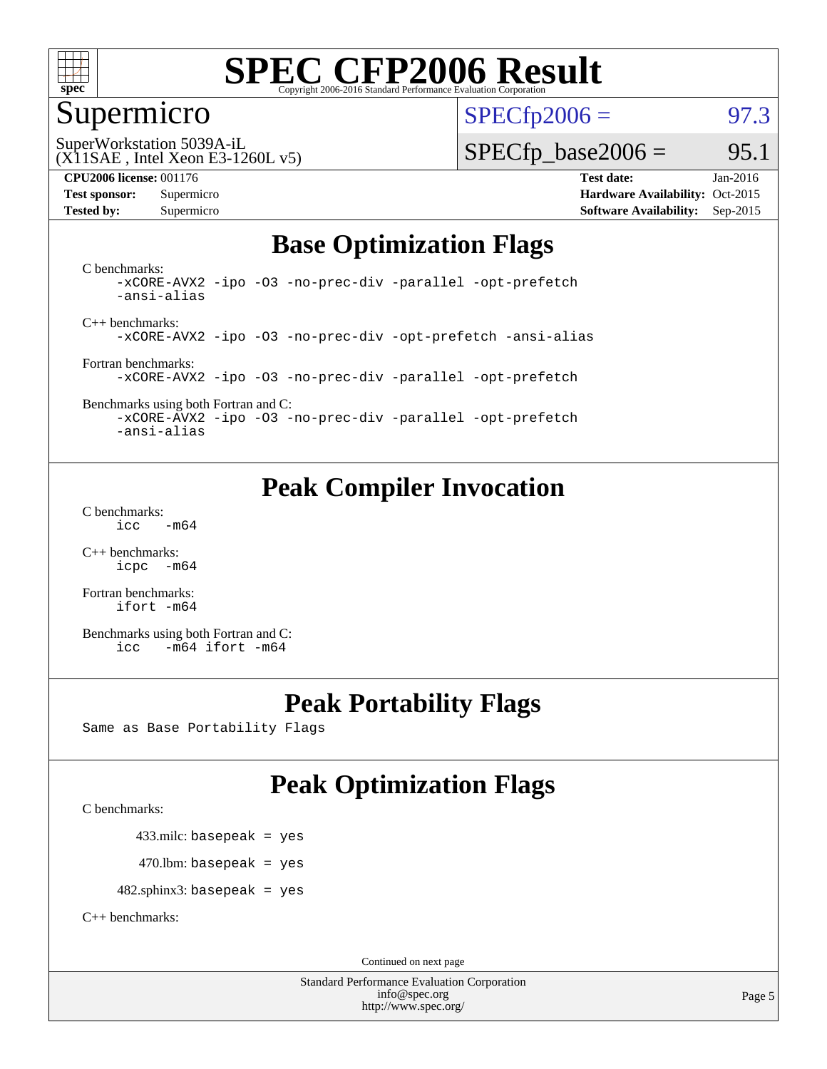# SPEC CFP2006 Result

Copyright 2006-2016 Standard Performance Evaluation Corporation

## Supermicro

SuperWorkstation 5039A-iL
(X11SAE , Intel Xeon E3-1260L v5)

SPECfp2006 = 97.3

SPECfp_base2006 = 95.1

**CPU2006 license:** 001176
**Test sponsor:** Supermicro
**Tested by:** Supermicro

**Test date:** Jan-2016
**Hardware Availability:** Oct-2015
**Software Availability:** Sep-2015

## Base Optimization Flags

C benchmarks:
```
-xCORE-AVX2 -ipo -O3 -no-prec-div -parallel -opt-prefetch
-ansi-alias
```

C++ benchmarks:
```
-xCORE-AVX2 -ipo -O3 -no-prec-div -opt-prefetch -ansi-alias
```

Fortran benchmarks:
```
-xCORE-AVX2 -ipo -O3 -no-prec-div -parallel -opt-prefetch
```

Benchmarks using both Fortran and C:
```
-xCORE-AVX2 -ipo -O3 -no-prec-div -parallel -opt-prefetch
-ansi-alias
```

## Peak Compiler Invocation

C benchmarks:
```
icc   -m64
```

C++ benchmarks:
```
icpc  -m64
```

Fortran benchmarks:
```
ifort -m64
```

Benchmarks using both Fortran and C:
```
icc   -m64 ifort -m64
```

## Peak Portability Flags

Same as Base Portability Flags

## Peak Optimization Flags

C benchmarks:

433.milc: `basepeak = yes`

470.lbm: `basepeak = yes`

482.sphinx3: `basepeak = yes`

C++ benchmarks:

Continued on next page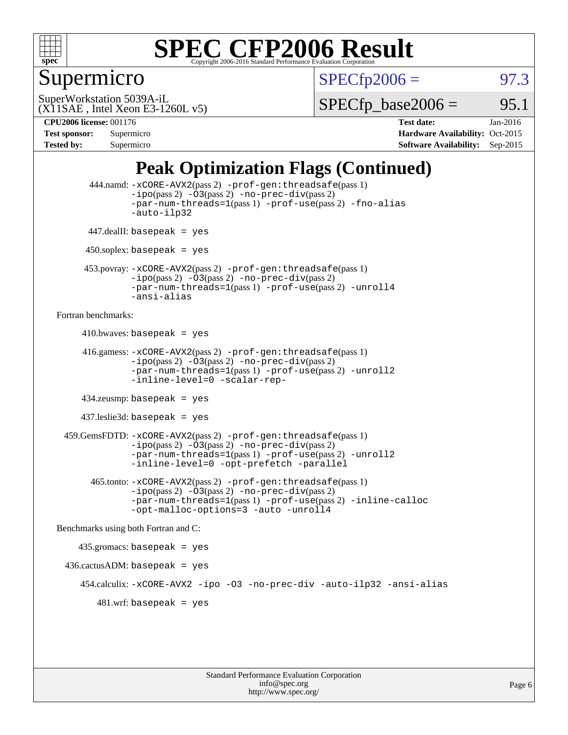# SPEC CFP2006 Result

Copyright 2006-2016 Standard Performance Evaluation Corporation

## Supermicro

SuperWorkstation 5039A-iL
(X11SAE , Intel Xeon E3-1260L v5)

SPECfp2006 = 97.3

SPECfp_base2006 = 95.1

| | | | |
|---|---|---|---|
| **CPU2006 license:** 001176 | | **Test date:** | Jan-2016 |
| **Test sponsor:** | Supermicro | **Hardware Availability:** | Oct-2015 |
| **Tested by:** | Supermicro | **Software Availability:** | Sep-2015 |

## Peak Optimization Flags (Continued)

444.namd: -xCORE-AVX2(pass 2) -prof-gen:threadsafe(pass 1) -ipo(pass 2) -O3(pass 2) -no-prec-div(pass 2) -par-num-threads=1(pass 1) -prof-use(pass 2) -fno-alias -auto-ilp32

447.dealII: basepeak = yes

450.soplex: basepeak = yes

453.povray: -xCORE-AVX2(pass 2) -prof-gen:threadsafe(pass 1) -ipo(pass 2) -O3(pass 2) -no-prec-div(pass 2) -par-num-threads=1(pass 1) -prof-use(pass 2) -unroll4 -ansi-alias

Fortran benchmarks:

410.bwaves: basepeak = yes

416.gamess: -xCORE-AVX2(pass 2) -prof-gen:threadsafe(pass 1) -ipo(pass 2) -O3(pass 2) -no-prec-div(pass 2) -par-num-threads=1(pass 1) -prof-use(pass 2) -unroll2 -inline-level=0 -scalar-rep-

434.zeusmp: basepeak = yes

437.leslie3d: basepeak = yes

459.GemsFDTD: -xCORE-AVX2(pass 2) -prof-gen:threadsafe(pass 1) -ipo(pass 2) -O3(pass 2) -no-prec-div(pass 2) -par-num-threads=1(pass 1) -prof-use(pass 2) -unroll2 -inline-level=0 -opt-prefetch -parallel

465.tonto: -xCORE-AVX2(pass 2) -prof-gen:threadsafe(pass 1) -ipo(pass 2) -O3(pass 2) -no-prec-div(pass 2) -par-num-threads=1(pass 1) -prof-use(pass 2) -inline-calloc -opt-malloc-options=3 -auto -unroll4

Benchmarks using both Fortran and C:

435.gromacs: basepeak = yes

436.cactusADM: basepeak = yes

454.calculix: -xCORE-AVX2 -ipo -O3 -no-prec-div -auto-ilp32 -ansi-alias

481.wrf: basepeak = yes

Standard Performance Evaluation Corporation
info@spec.org
http://www.spec.org/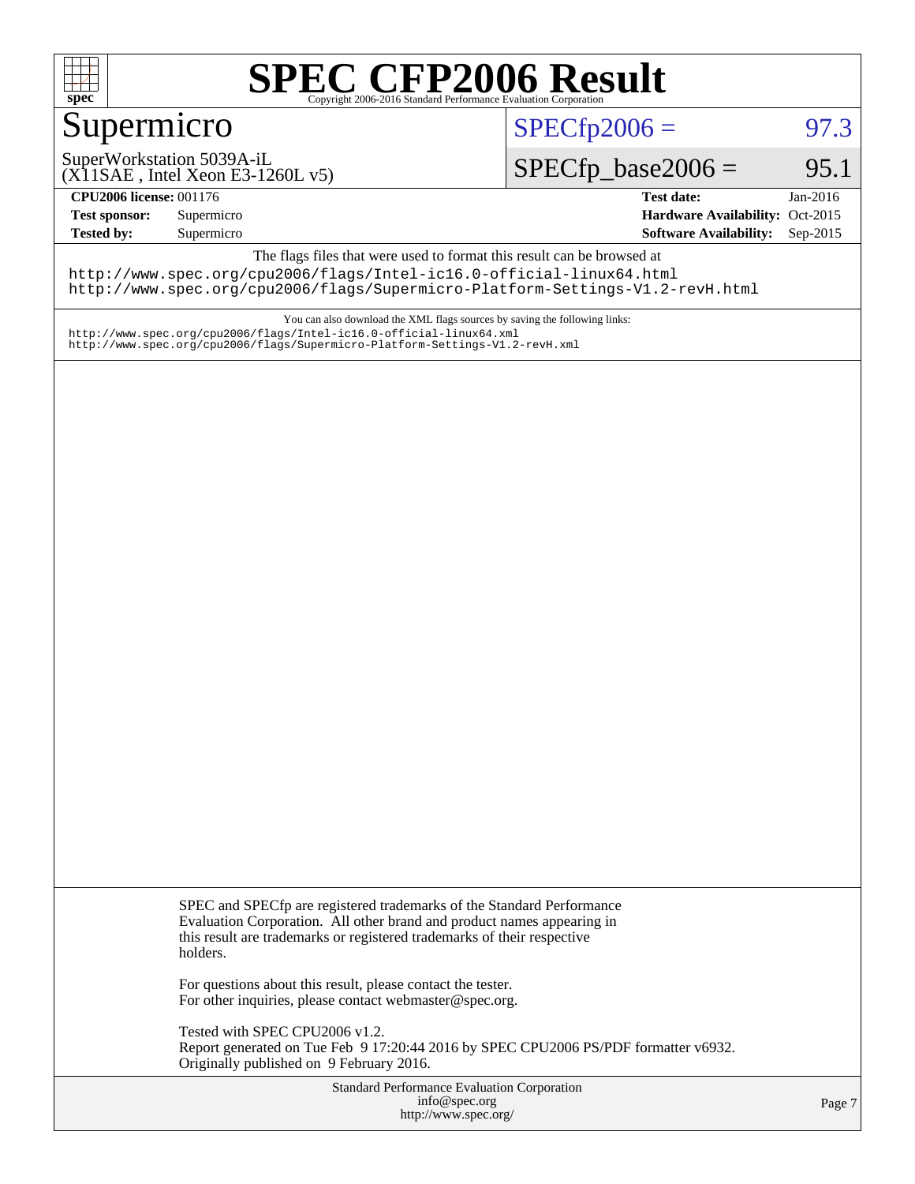# SPEC CFP2006 Result

Copyright 2006-2016 Standard Performance Evaluation Corporation

## Supermicro

SuperWorkstation 5039A-iL
(X11SAE , Intel Xeon E3-1260L v5)

SPECfp2006 = 97.3

SPECfp_base2006 = 95.1

| | | | |
|---|---|---|---|
| **CPU2006 license:** 001176 | | **Test date:** | Jan-2016 |
| **Test sponsor:** | Supermicro | **Hardware Availability:** | Oct-2015 |
| **Tested by:** | Supermicro | **Software Availability:** | Sep-2015 |

The flags files that were used to format this result can be browsed at

```
http://www.spec.org/cpu2006/flags/Intel-ic16.0-official-linux64.html
http://www.spec.org/cpu2006/flags/Supermicro-Platform-Settings-V1.2-revH.html
```

You can also download the XML flags sources by saving the following links:

```
http://www.spec.org/cpu2006/flags/Intel-ic16.0-official-linux64.xml
http://www.spec.org/cpu2006/flags/Supermicro-Platform-Settings-V1.2-revH.xml
```

SPEC and SPECfp are registered trademarks of the Standard Performance Evaluation Corporation. All other brand and product names appearing in this result are trademarks or registered trademarks of their respective holders.

For questions about this result, please contact the tester.
For other inquiries, please contact webmaster@spec.org.

Tested with SPEC CPU2006 v1.2.
Report generated on Tue Feb 9 17:20:44 2016 by SPEC CPU2006 PS/PDF formatter v6932.
Originally published on 9 February 2016.

Standard Performance Evaluation Corporation
info@spec.org
http://www.spec.org/